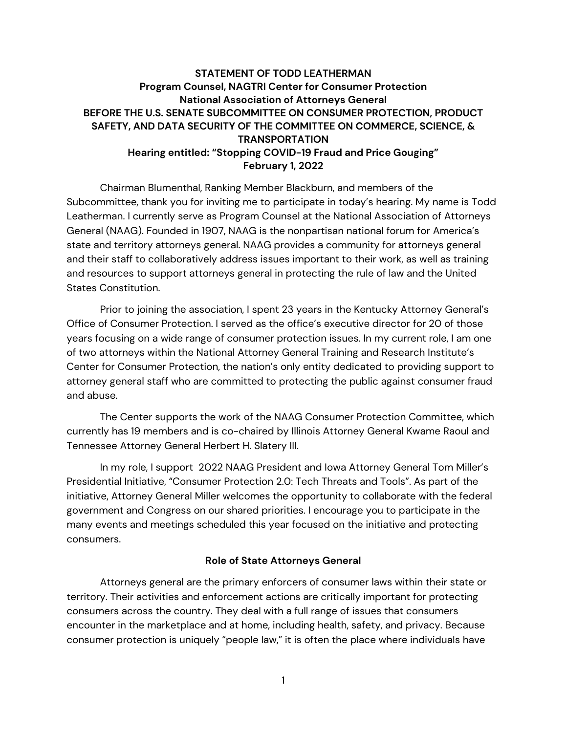**STATEMENT OF TODD LEATHERMAN**
**Program Counsel, NAGTRI Center for Consumer Protection**
**National Association of Attorneys General**
**BEFORE THE U.S. SENATE SUBCOMMITTEE ON CONSUMER PROTECTION, PRODUCT SAFETY, AND DATA SECURITY OF THE COMMITTEE ON COMMERCE, SCIENCE, & TRANSPORTATION**
**Hearing entitled: "Stopping COVID-19 Fraud and Price Gouging"**
**February 1, 2022**

Chairman Blumenthal, Ranking Member Blackburn, and members of the Subcommittee, thank you for inviting me to participate in today's hearing. My name is Todd Leatherman. I currently serve as Program Counsel at the National Association of Attorneys General (NAAG). Founded in 1907, NAAG is the nonpartisan national forum for America's state and territory attorneys general. NAAG provides a community for attorneys general and their staff to collaboratively address issues important to their work, as well as training and resources to support attorneys general in protecting the rule of law and the United States Constitution.

Prior to joining the association, I spent 23 years in the Kentucky Attorney General's Office of Consumer Protection. I served as the office's executive director for 20 of those years focusing on a wide range of consumer protection issues. In my current role, I am one of two attorneys within the National Attorney General Training and Research Institute's Center for Consumer Protection, the nation's only entity dedicated to providing support to attorney general staff who are committed to protecting the public against consumer fraud and abuse.

The Center supports the work of the NAAG Consumer Protection Committee, which currently has 19 members and is co-chaired by Illinois Attorney General Kwame Raoul and Tennessee Attorney General Herbert H. Slatery III.

In my role, I support 2022 NAAG President and Iowa Attorney General Tom Miller's Presidential Initiative, "Consumer Protection 2.0: Tech Threats and Tools". As part of the initiative, Attorney General Miller welcomes the opportunity to collaborate with the federal government and Congress on our shared priorities. I encourage you to participate in the many events and meetings scheduled this year focused on the initiative and protecting consumers.

## Role of State Attorneys General

Attorneys general are the primary enforcers of consumer laws within their state or territory. Their activities and enforcement actions are critically important for protecting consumers across the country. They deal with a full range of issues that consumers encounter in the marketplace and at home, including health, safety, and privacy. Because consumer protection is uniquely "people law," it is often the place where individuals have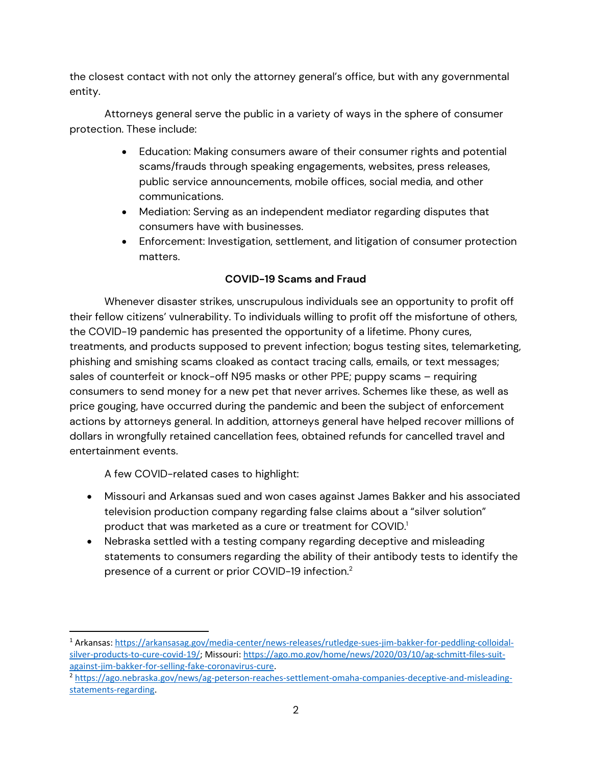the closest contact with not only the attorney general's office, but with any governmental entity.

Attorneys general serve the public in a variety of ways in the sphere of consumer protection. These include:

- Education: Making consumers aware of their consumer rights and potential scams/frauds through speaking engagements, websites, press releases, public service announcements, mobile offices, social media, and other communications.
- Mediation: Serving as an independent mediator regarding disputes that consumers have with businesses.
- Enforcement: Investigation, settlement, and litigation of consumer protection matters.

**COVID-19 Scams and Fraud**

Whenever disaster strikes, unscrupulous individuals see an opportunity to profit off their fellow citizens' vulnerability. To individuals willing to profit off the misfortune of others, the COVID-19 pandemic has presented the opportunity of a lifetime. Phony cures, treatments, and products supposed to prevent infection; bogus testing sites, telemarketing, phishing and smishing scams cloaked as contact tracing calls, emails, or text messages; sales of counterfeit or knock-off N95 masks or other PPE; puppy scams – requiring consumers to send money for a new pet that never arrives. Schemes like these, as well as price gouging, have occurred during the pandemic and been the subject of enforcement actions by attorneys general. In addition, attorneys general have helped recover millions of dollars in wrongfully retained cancellation fees, obtained refunds for cancelled travel and entertainment events.

A few COVID-related cases to highlight:

- Missouri and Arkansas sued and won cases against James Bakker and his associated television production company regarding false claims about a "silver solution" product that was marketed as a cure or treatment for COVID.[1]
- Nebraska settled with a testing company regarding deceptive and misleading statements to consumers regarding the ability of their antibody tests to identify the presence of a current or prior COVID-19 infection.[2]

---

[1] Arkansas: https://arkansasag.gov/media-center/news-releases/rutledge-sues-jim-bakker-for-peddling-colloidal-silver-products-to-cure-covid-19/; Missouri: https://ago.mo.gov/home/news/2020/03/10/ag-schmitt-files-suit-against-jim-bakker-for-selling-fake-coronavirus-cure.

[2] https://ago.nebraska.gov/news/ag-peterson-reaches-settlement-omaha-companies-deceptive-and-misleading-statements-regarding.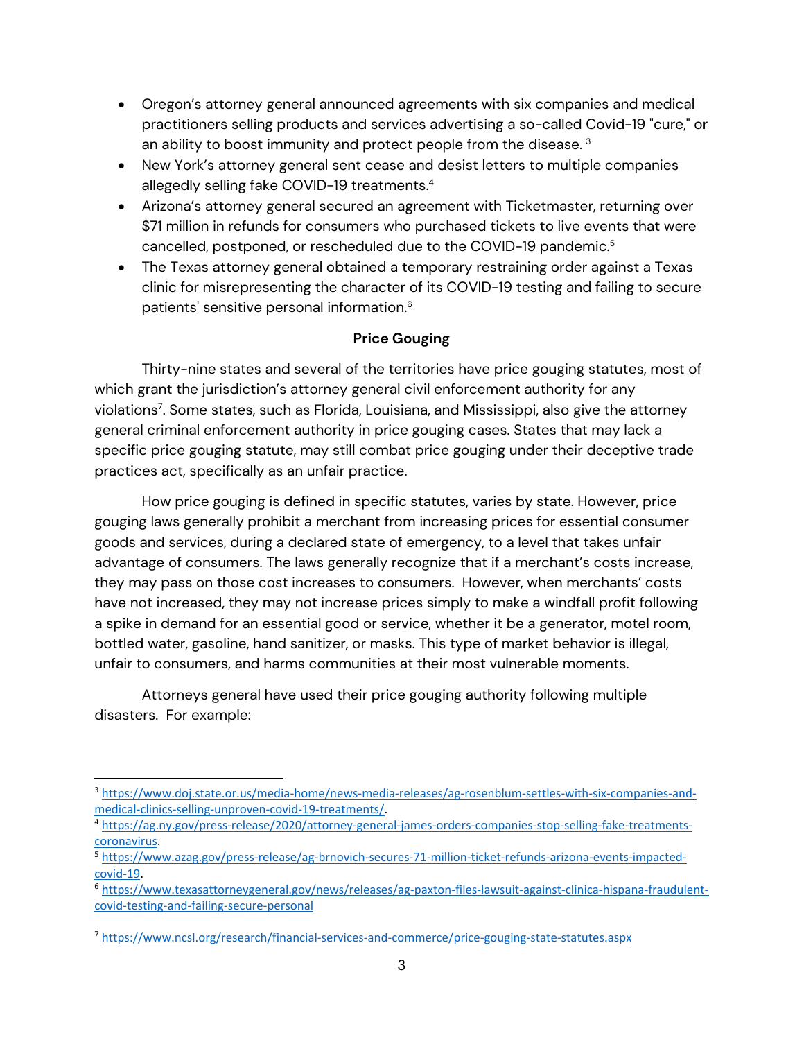- Oregon's attorney general announced agreements with six companies and medical practitioners selling products and services advertising a so-called Covid-19 "cure," or an ability to boost immunity and protect people from the disease. [3]
- New York's attorney general sent cease and desist letters to multiple companies allegedly selling fake COVID-19 treatments.[4]
- Arizona's attorney general secured an agreement with Ticketmaster, returning over $71 million in refunds for consumers who purchased tickets to live events that were cancelled, postponed, or rescheduled due to the COVID-19 pandemic.[5]
- The Texas attorney general obtained a temporary restraining order against a Texas clinic for misrepresenting the character of its COVID-19 testing and failing to secure patients' sensitive personal information.[6]

**Price Gouging**

Thirty-nine states and several of the territories have price gouging statutes, most of which grant the jurisdiction's attorney general civil enforcement authority for any violations[7]. Some states, such as Florida, Louisiana, and Mississippi, also give the attorney general criminal enforcement authority in price gouging cases. States that may lack a specific price gouging statute, may still combat price gouging under their deceptive trade practices act, specifically as an unfair practice.

How price gouging is defined in specific statutes, varies by state. However, price gouging laws generally prohibit a merchant from increasing prices for essential consumer goods and services, during a declared state of emergency, to a level that takes unfair advantage of consumers. The laws generally recognize that if a merchant's costs increase, they may pass on those cost increases to consumers. However, when merchants' costs have not increased, they may not increase prices simply to make a windfall profit following a spike in demand for an essential good or service, whether it be a generator, motel room, bottled water, gasoline, hand sanitizer, or masks. This type of market behavior is illegal, unfair to consumers, and harms communities at their most vulnerable moments.

Attorneys general have used their price gouging authority following multiple disasters. For example:

---

[3] https://www.doj.state.or.us/media-home/news-media-releases/ag-rosenblum-settles-with-six-companies-and-medical-clinics-selling-unproven-covid-19-treatments/.

[4] https://ag.ny.gov/press-release/2020/attorney-general-james-orders-companies-stop-selling-fake-treatments-coronavirus.

[5] https://www.azag.gov/press-release/ag-brnovich-secures-71-million-ticket-refunds-arizona-events-impacted-covid-19.

[6] https://www.texasattorneygeneral.gov/news/releases/ag-paxton-files-lawsuit-against-clinica-hispana-fraudulent-covid-testing-and-failing-secure-personal

[7] https://www.ncsl.org/research/financial-services-and-commerce/price-gouging-state-statutes.aspx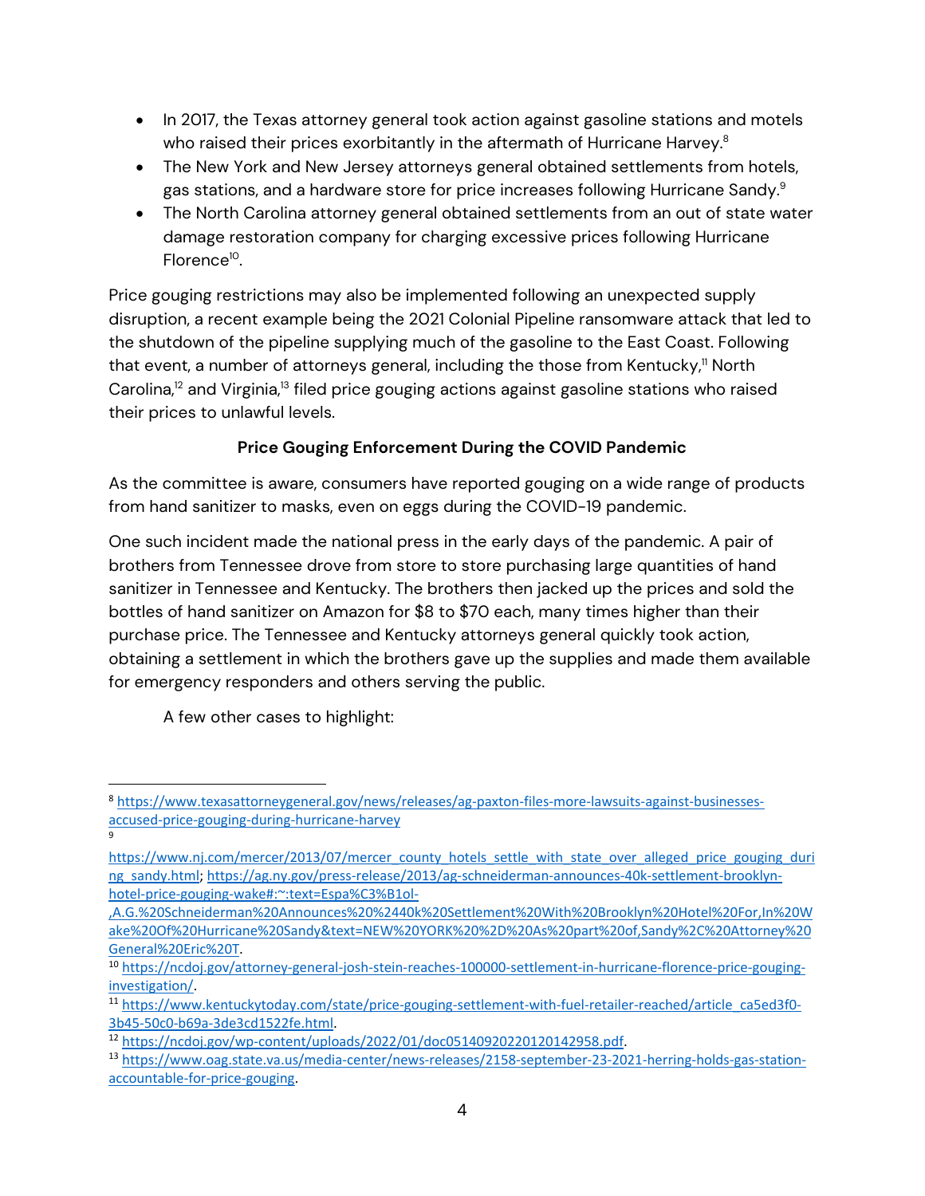- In 2017, the Texas attorney general took action against gasoline stations and motels who raised their prices exorbitantly in the aftermath of Hurricane Harvey.[8]
- The New York and New Jersey attorneys general obtained settlements from hotels, gas stations, and a hardware store for price increases following Hurricane Sandy.[9]
- The North Carolina attorney general obtained settlements from an out of state water damage restoration company for charging excessive prices following Hurricane Florence[10].

Price gouging restrictions may also be implemented following an unexpected supply disruption, a recent example being the 2021 Colonial Pipeline ransomware attack that led to the shutdown of the pipeline supplying much of the gasoline to the East Coast. Following that event, a number of attorneys general, including the those from Kentucky,[11] North Carolina,[12] and Virginia,[13] filed price gouging actions against gasoline stations who raised their prices to unlawful levels.

**Price Gouging Enforcement During the COVID Pandemic**

As the committee is aware, consumers have reported gouging on a wide range of products from hand sanitizer to masks, even on eggs during the COVID-19 pandemic.

One such incident made the national press in the early days of the pandemic. A pair of brothers from Tennessee drove from store to store purchasing large quantities of hand sanitizer in Tennessee and Kentucky. The brothers then jacked up the prices and sold the bottles of hand sanitizer on Amazon for $8 to $70 each, many times higher than their purchase price. The Tennessee and Kentucky attorneys general quickly took action, obtaining a settlement in which the brothers gave up the supplies and made them available for emergency responders and others serving the public.

A few other cases to highlight:

---

[8] https://www.texasattorneygeneral.gov/news/releases/ag-paxton-files-more-lawsuits-against-businesses-accused-price-gouging-during-hurricane-harvey

[9] https://www.nj.com/mercer/2013/07/mercer_county_hotels_settle_with_state_over_alleged_price_gouging_during_sandy.html; https://ag.ny.gov/press-release/2013/ag-schneiderman-announces-40k-settlement-brooklyn-hotel-price-gouging-wake#:~:text=Espa%C3%B1ol-,A.G.%20Schneiderman%20Announces%20%2440k%20Settlement%20With%20Brooklyn%20Hotel%20For,In%20Wake%20Of%20Hurricane%20Sandy&text=NEW%20YORK%20%2D%20As%20part%20of,Sandy%2C%20Attorney%20General%20Eric%20T.

[10] https://ncdoj.gov/attorney-general-josh-stein-reaches-100000-settlement-in-hurricane-florence-price-gouging-investigation/.

[11] https://www.kentuckytoday.com/state/price-gouging-settlement-with-fuel-retailer-reached/article_ca5ed3f0-3b45-50c0-b69a-3de3cd1522fe.html.

[12] https://ncdoj.gov/wp-content/uploads/2022/01/doc05140920220120142958.pdf.

[13] https://www.oag.state.va.us/media-center/news-releases/2158-september-23-2021-herring-holds-gas-station-accountable-for-price-gouging.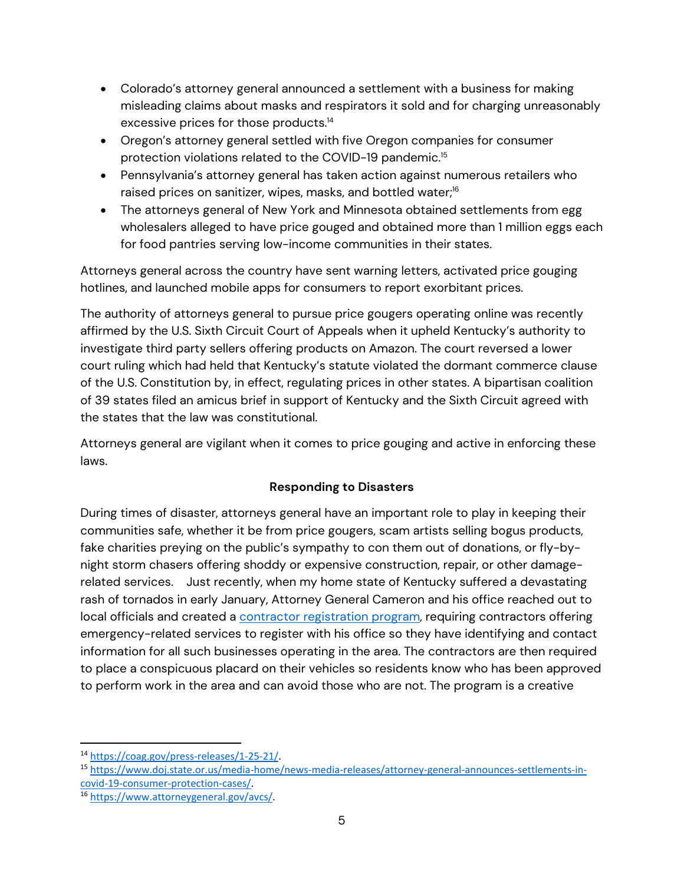- Colorado's attorney general announced a settlement with a business for making misleading claims about masks and respirators it sold and for charging unreasonably excessive prices for those products.[14]
- Oregon's attorney general settled with five Oregon companies for consumer protection violations related to the COVID-19 pandemic.[15]
- Pennsylvania's attorney general has taken action against numerous retailers who raised prices on sanitizer, wipes, masks, and bottled water;[16]
- The attorneys general of New York and Minnesota obtained settlements from egg wholesalers alleged to have price gouged and obtained more than 1 million eggs each for food pantries serving low-income communities in their states.

Attorneys general across the country have sent warning letters, activated price gouging hotlines, and launched mobile apps for consumers to report exorbitant prices.

The authority of attorneys general to pursue price gougers operating online was recently affirmed by the U.S. Sixth Circuit Court of Appeals when it upheld Kentucky's authority to investigate third party sellers offering products on Amazon. The court reversed a lower court ruling which had held that Kentucky's statute violated the dormant commerce clause of the U.S. Constitution by, in effect, regulating prices in other states. A bipartisan coalition of 39 states filed an amicus brief in support of Kentucky and the Sixth Circuit agreed with the states that the law was constitutional.

Attorneys general are vigilant when it comes to price gouging and active in enforcing these laws.

### Responding to Disasters

During times of disaster, attorneys general have an important role to play in keeping their communities safe, whether it be from price gougers, scam artists selling bogus products, fake charities preying on the public's sympathy to con them out of donations, or fly-by-night storm chasers offering shoddy or expensive construction, repair, or other damage-related services. Just recently, when my home state of Kentucky suffered a devastating rash of tornados in early January, Attorney General Cameron and his office reached out to local officials and created a contractor registration program, requiring contractors offering emergency-related services to register with his office so they have identifying and contact information for all such businesses operating in the area. The contractors are then required to place a conspicuous placard on their vehicles so residents know who has been approved to perform work in the area and can avoid those who are not. The program is a creative

---

[14] https://coag.gov/press-releases/1-25-21/.

[15] https://www.doj.state.or.us/media-home/news-media-releases/attorney-general-announces-settlements-in-covid-19-consumer-protection-cases/.

[16] https://www.attorneygeneral.gov/avcs/.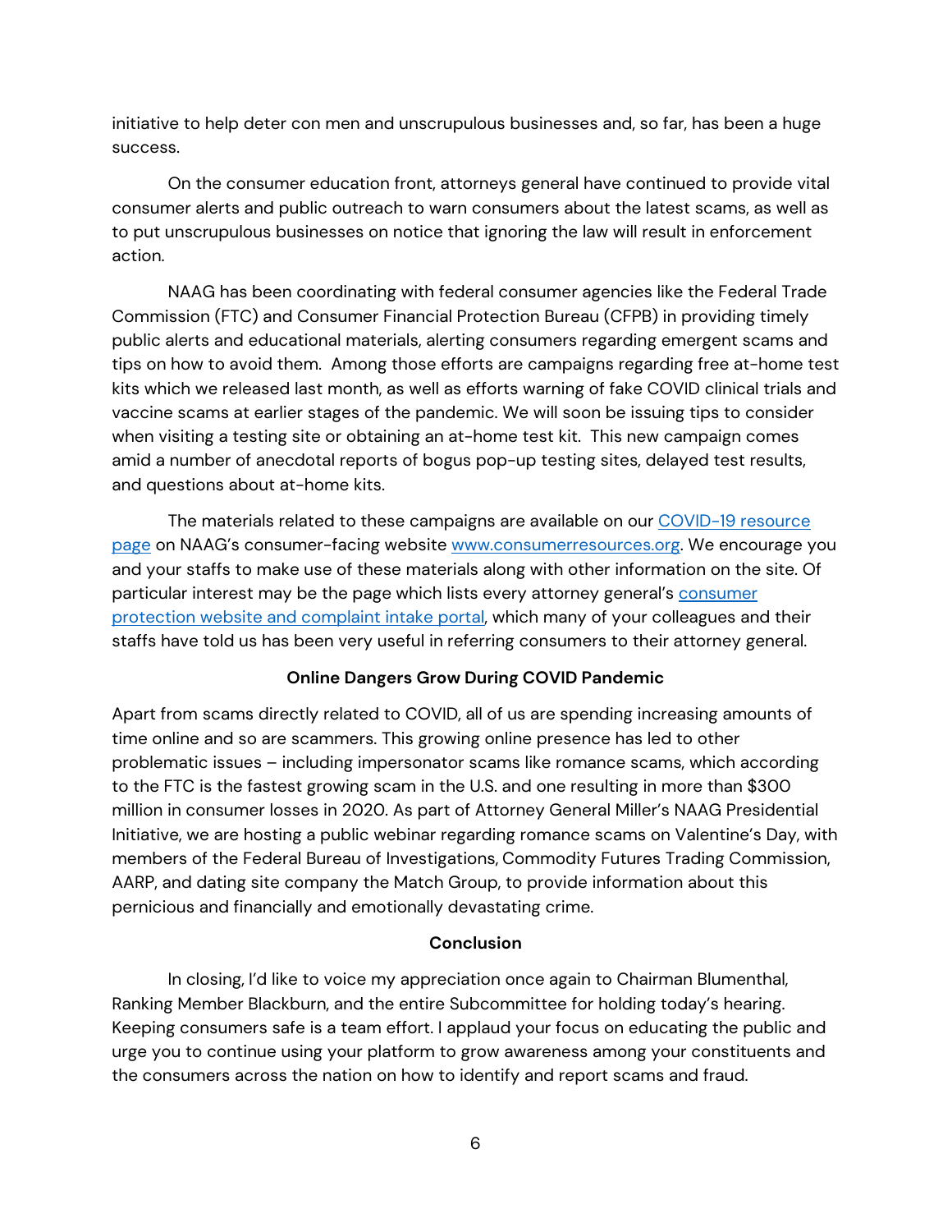initiative to help deter con men and unscrupulous businesses and, so far, has been a huge success.

On the consumer education front, attorneys general have continued to provide vital consumer alerts and public outreach to warn consumers about the latest scams, as well as to put unscrupulous businesses on notice that ignoring the law will result in enforcement action.

NAAG has been coordinating with federal consumer agencies like the Federal Trade Commission (FTC) and Consumer Financial Protection Bureau (CFPB) in providing timely public alerts and educational materials, alerting consumers regarding emergent scams and tips on how to avoid them. Among those efforts are campaigns regarding free at-home test kits which we released last month, as well as efforts warning of fake COVID clinical trials and vaccine scams at earlier stages of the pandemic. We will soon be issuing tips to consider when visiting a testing site or obtaining an at-home test kit. This new campaign comes amid a number of anecdotal reports of bogus pop-up testing sites, delayed test results, and questions about at-home kits.

The materials related to these campaigns are available on our COVID-19 resource page on NAAG's consumer-facing website www.consumerresources.org. We encourage you and your staffs to make use of these materials along with other information on the site. Of particular interest may be the page which lists every attorney general's consumer protection website and complaint intake portal, which many of your colleagues and their staffs have told us has been very useful in referring consumers to their attorney general.

**Online Dangers Grow During COVID Pandemic**

Apart from scams directly related to COVID, all of us are spending increasing amounts of time online and so are scammers. This growing online presence has led to other problematic issues – including impersonator scams like romance scams, which according to the FTC is the fastest growing scam in the U.S. and one resulting in more than $300 million in consumer losses in 2020. As part of Attorney General Miller's NAAG Presidential Initiative, we are hosting a public webinar regarding romance scams on Valentine's Day, with members of the Federal Bureau of Investigations, Commodity Futures Trading Commission, AARP, and dating site company the Match Group, to provide information about this pernicious and financially and emotionally devastating crime.

**Conclusion**

In closing, I'd like to voice my appreciation once again to Chairman Blumenthal, Ranking Member Blackburn, and the entire Subcommittee for holding today's hearing. Keeping consumers safe is a team effort. I applaud your focus on educating the public and urge you to continue using your platform to grow awareness among your constituents and the consumers across the nation on how to identify and report scams and fraud.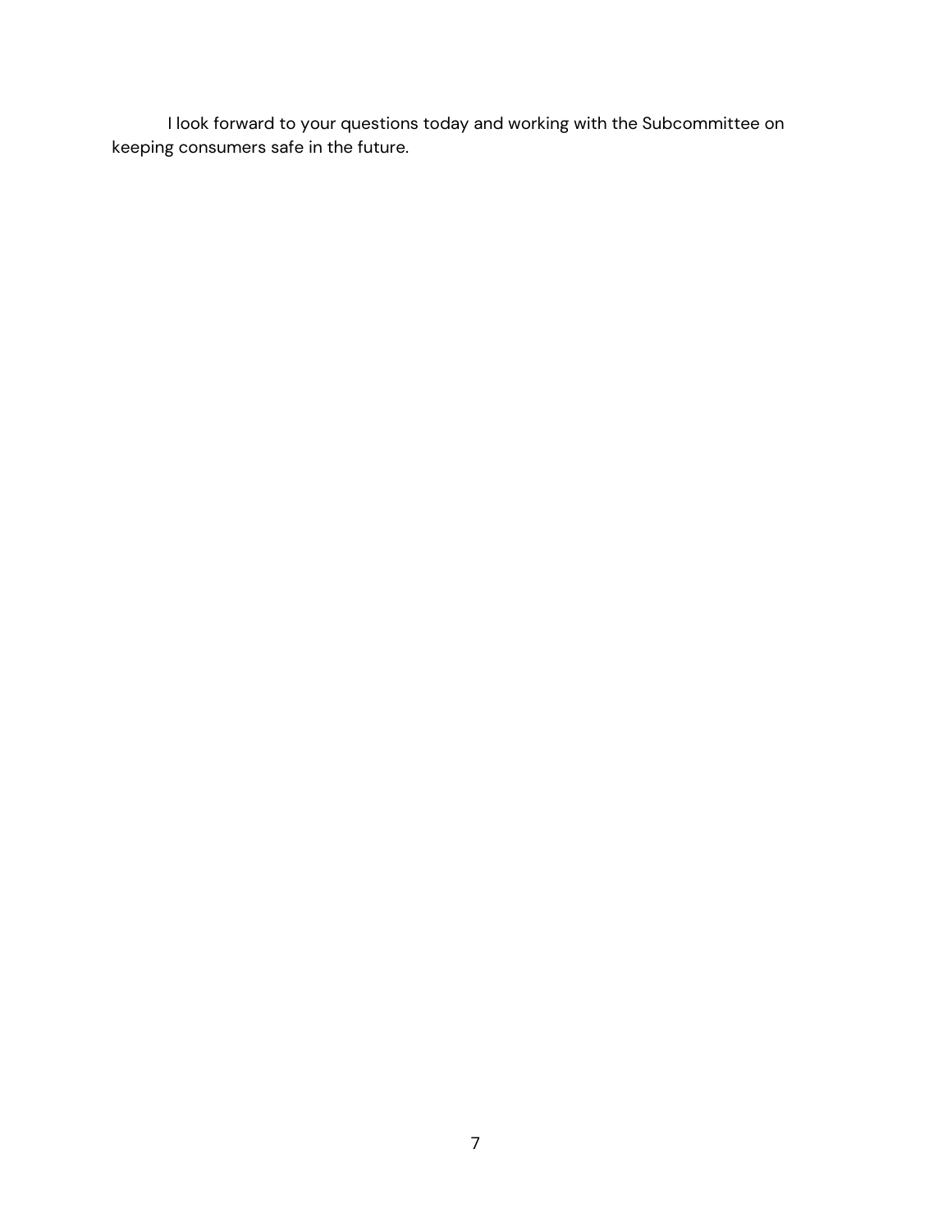I look forward to your questions today and working with the Subcommittee on keeping consumers safe in the future.